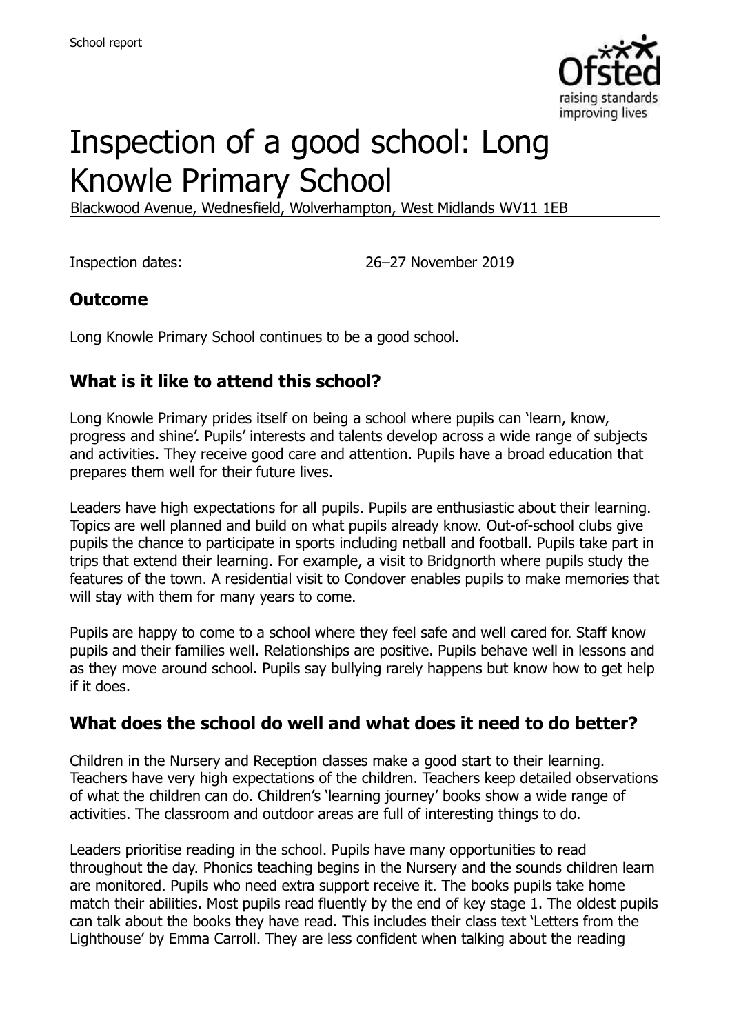# Inspection of a good school: Long Knowle Primary School

Blackwood Avenue, Wednesfield, Wolverhampton, West Midlands WV11 1EB

Inspection dates: 26–27 November 2019

## Outcome

Long Knowle Primary School continues to be a good school.

## What is it like to attend this school?

Long Knowle Primary prides itself on being a school where pupils can 'learn, know, progress and shine'. Pupils' interests and talents develop across a wide range of subjects and activities. They receive good care and attention. Pupils have a broad education that prepares them well for their future lives.

Leaders have high expectations for all pupils. Pupils are enthusiastic about their learning. Topics are well planned and build on what pupils already know. Out-of-school clubs give pupils the chance to participate in sports including netball and football. Pupils take part in trips that extend their learning. For example, a visit to Bridgnorth where pupils study the features of the town. A residential visit to Condover enables pupils to make memories that will stay with them for many years to come.

Pupils are happy to come to a school where they feel safe and well cared for. Staff know pupils and their families well. Relationships are positive. Pupils behave well in lessons and as they move around school. Pupils say bullying rarely happens but know how to get help if it does.

## What does the school do well and what does it need to do better?

Children in the Nursery and Reception classes make a good start to their learning. Teachers have very high expectations of the children. Teachers keep detailed observations of what the children can do. Children's 'learning journey' books show a wide range of activities. The classroom and outdoor areas are full of interesting things to do.

Leaders prioritise reading in the school. Pupils have many opportunities to read throughout the day. Phonics teaching begins in the Nursery and the sounds children learn are monitored. Pupils who need extra support receive it. The books pupils take home match their abilities. Most pupils read fluently by the end of key stage 1. The oldest pupils can talk about the books they have read. This includes their class text 'Letters from the Lighthouse' by Emma Carroll. They are less confident when talking about the reading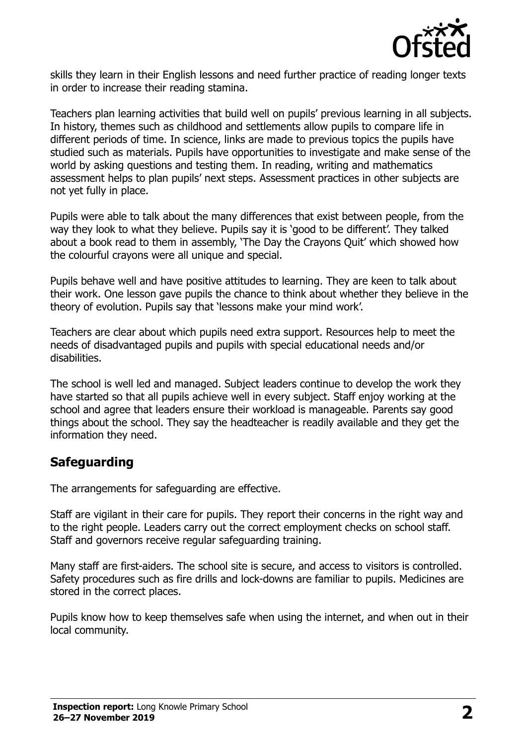skills they learn in their English lessons and need further practice of reading longer texts in order to increase their reading stamina.

Teachers plan learning activities that build well on pupils' previous learning in all subjects. In history, themes such as childhood and settlements allow pupils to compare life in different periods of time. In science, links are made to previous topics the pupils have studied such as materials. Pupils have opportunities to investigate and make sense of the world by asking questions and testing them. In reading, writing and mathematics assessment helps to plan pupils' next steps. Assessment practices in other subjects are not yet fully in place.

Pupils were able to talk about the many differences that exist between people, from the way they look to what they believe. Pupils say it is 'good to be different'. They talked about a book read to them in assembly, 'The Day the Crayons Quit' which showed how the colourful crayons were all unique and special.

Pupils behave well and have positive attitudes to learning. They are keen to talk about their work. One lesson gave pupils the chance to think about whether they believe in the theory of evolution. Pupils say that 'lessons make your mind work'.

Teachers are clear about which pupils need extra support. Resources help to meet the needs of disadvantaged pupils and pupils with special educational needs and/or disabilities.

The school is well led and managed. Subject leaders continue to develop the work they have started so that all pupils achieve well in every subject. Staff enjoy working at the school and agree that leaders ensure their workload is manageable. Parents say good things about the school. They say the headteacher is readily available and they get the information they need.

## Safeguarding

The arrangements for safeguarding are effective.

Staff are vigilant in their care for pupils. They report their concerns in the right way and to the right people. Leaders carry out the correct employment checks on school staff. Staff and governors receive regular safeguarding training.

Many staff are first-aiders. The school site is secure, and access to visitors is controlled. Safety procedures such as fire drills and lock-downs are familiar to pupils. Medicines are stored in the correct places.

Pupils know how to keep themselves safe when using the internet, and when out in their local community.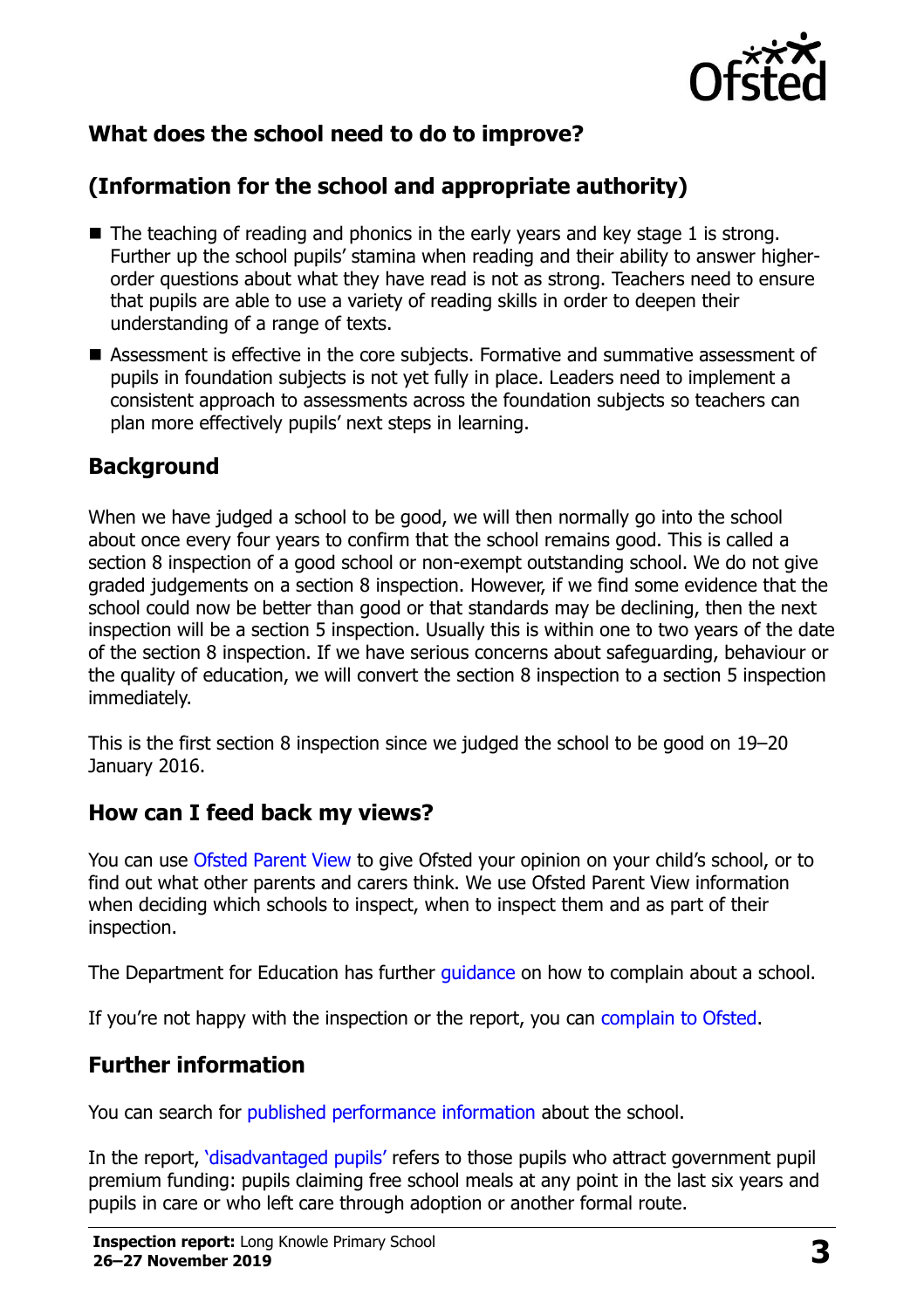## What does the school need to do to improve?

## (Information for the school and appropriate authority)

- The teaching of reading and phonics in the early years and key stage 1 is strong. Further up the school pupils' stamina when reading and their ability to answer higher-order questions about what they have read is not as strong. Teachers need to ensure that pupils are able to use a variety of reading skills in order to deepen their understanding of a range of texts.
- Assessment is effective in the core subjects. Formative and summative assessment of pupils in foundation subjects is not yet fully in place. Leaders need to implement a consistent approach to assessments across the foundation subjects so teachers can plan more effectively pupils' next steps in learning.

## Background

When we have judged a school to be good, we will then normally go into the school about once every four years to confirm that the school remains good. This is called a section 8 inspection of a good school or non-exempt outstanding school. We do not give graded judgements on a section 8 inspection. However, if we find some evidence that the school could now be better than good or that standards may be declining, then the next inspection will be a section 5 inspection. Usually this is within one to two years of the date of the section 8 inspection. If we have serious concerns about safeguarding, behaviour or the quality of education, we will convert the section 8 inspection to a section 5 inspection immediately.

This is the first section 8 inspection since we judged the school to be good on 19–20 January 2016.

## How can I feed back my views?

You can use Ofsted Parent View to give Ofsted your opinion on your child's school, or to find out what other parents and carers think. We use Ofsted Parent View information when deciding which schools to inspect, when to inspect them and as part of their inspection.

The Department for Education has further guidance on how to complain about a school.

If you're not happy with the inspection or the report, you can complain to Ofsted.

## Further information

You can search for published performance information about the school.

In the report, 'disadvantaged pupils' refers to those pupils who attract government pupil premium funding: pupils claiming free school meals at any point in the last six years and pupils in care or who left care through adoption or another formal route.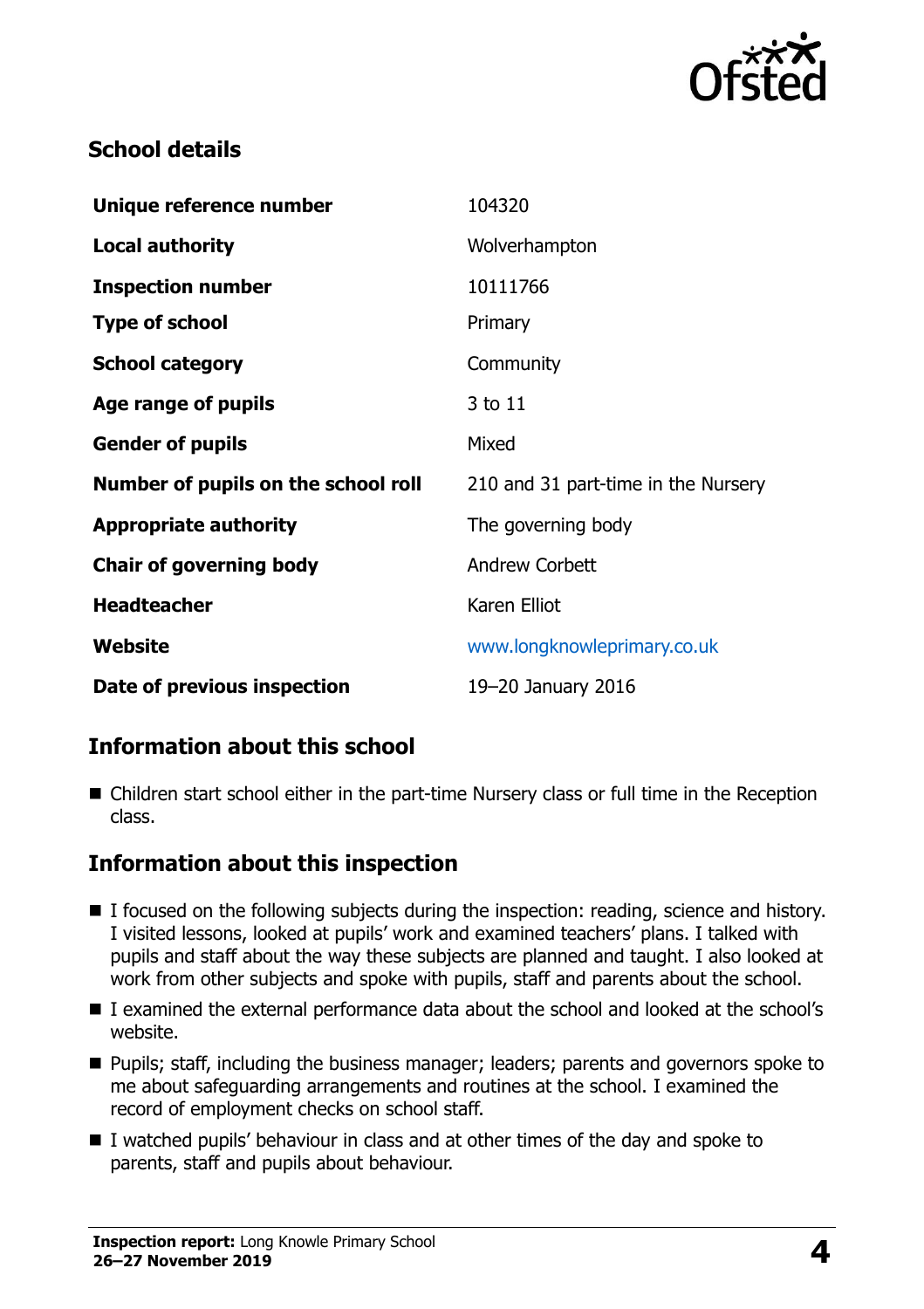## School details

| | |
|---|---|
| **Unique reference number** | 104320 |
| **Local authority** | Wolverhampton |
| **Inspection number** | 10111766 |
| **Type of school** | Primary |
| **School category** | Community |
| **Age range of pupils** | 3 to 11 |
| **Gender of pupils** | Mixed |
| **Number of pupils on the school roll** | 210 and 31 part-time in the Nursery |
| **Appropriate authority** | The governing body |
| **Chair of governing body** | Andrew Corbett |
| **Headteacher** | Karen Elliot |
| **Website** | www.longknowleprimary.co.uk |
| **Date of previous inspection** | 19–20 January 2016 |

## Information about this school

- Children start school either in the part-time Nursery class or full time in the Reception class.

## Information about this inspection

- I focused on the following subjects during the inspection: reading, science and history. I visited lessons, looked at pupils' work and examined teachers' plans. I talked with pupils and staff about the way these subjects are planned and taught. I also looked at work from other subjects and spoke with pupils, staff and parents about the school.
- I examined the external performance data about the school and looked at the school's website.
- Pupils; staff, including the business manager; leaders; parents and governors spoke to me about safeguarding arrangements and routines at the school. I examined the record of employment checks on school staff.
- I watched pupils' behaviour in class and at other times of the day and spoke to parents, staff and pupils about behaviour.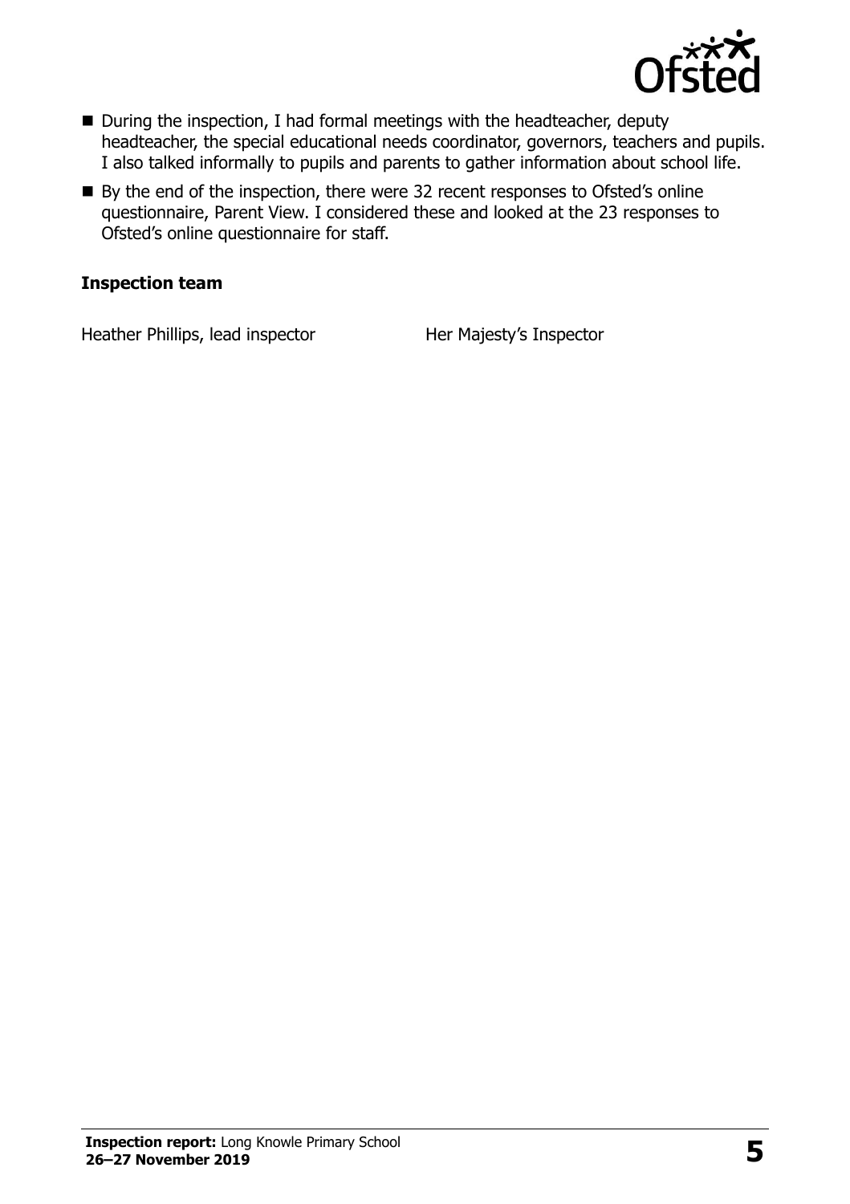- During the inspection, I had formal meetings with the headteacher, deputy headteacher, the special educational needs coordinator, governors, teachers and pupils. I also talked informally to pupils and parents to gather information about school life.
- By the end of the inspection, there were 32 recent responses to Ofsted's online questionnaire, Parent View. I considered these and looked at the 23 responses to Ofsted's online questionnaire for staff.

### Inspection team

| | |
|---|---|
| Heather Phillips, lead inspector | Her Majesty's Inspector |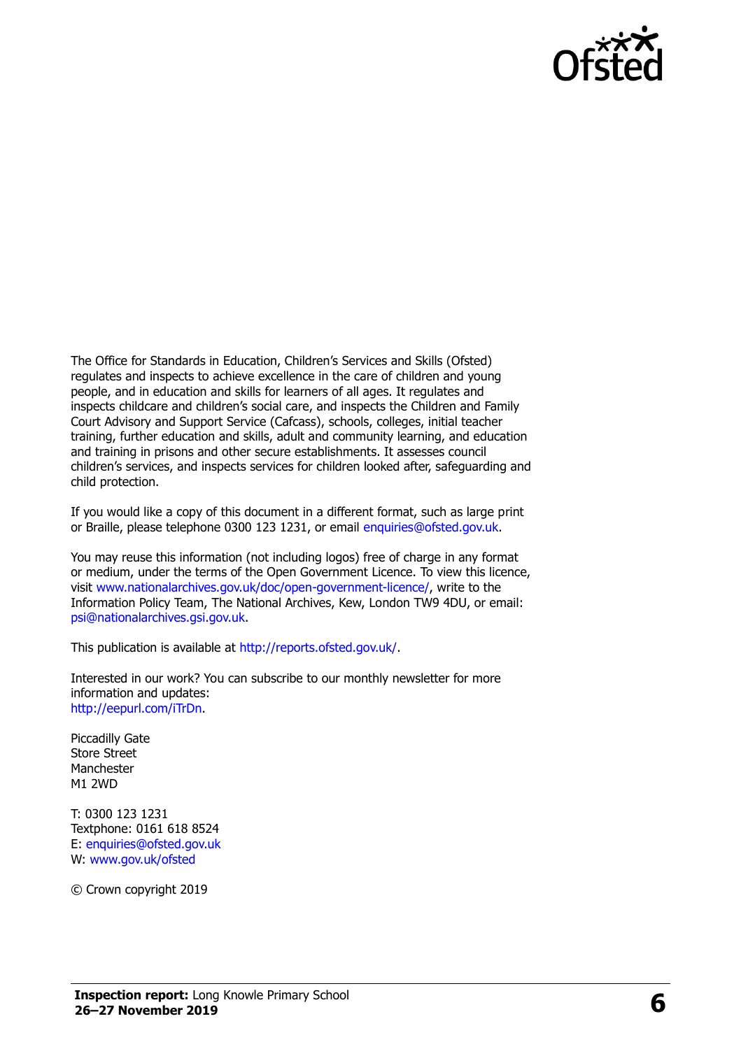The Office for Standards in Education, Children's Services and Skills (Ofsted) regulates and inspects to achieve excellence in the care of children and young people, and in education and skills for learners of all ages. It regulates and inspects childcare and children's social care, and inspects the Children and Family Court Advisory and Support Service (Cafcass), schools, colleges, initial teacher training, further education and skills, adult and community learning, and education and training in prisons and other secure establishments. It assesses council children's services, and inspects services for children looked after, safeguarding and child protection.

If you would like a copy of this document in a different format, such as large print or Braille, please telephone 0300 123 1231, or email enquiries@ofsted.gov.uk.

You may reuse this information (not including logos) free of charge in any format or medium, under the terms of the Open Government Licence. To view this licence, visit www.nationalarchives.gov.uk/doc/open-government-licence/, write to the Information Policy Team, The National Archives, Kew, London TW9 4DU, or email: psi@nationalarchives.gsi.gov.uk.

This publication is available at http://reports.ofsted.gov.uk/.

Interested in our work? You can subscribe to our monthly newsletter for more information and updates:
http://eepurl.com/iTrDn.

Piccadilly Gate
Store Street
Manchester
M1 2WD

T: 0300 123 1231
Textphone: 0161 618 8524
E: enquiries@ofsted.gov.uk
W: www.gov.uk/ofsted

© Crown copyright 2019